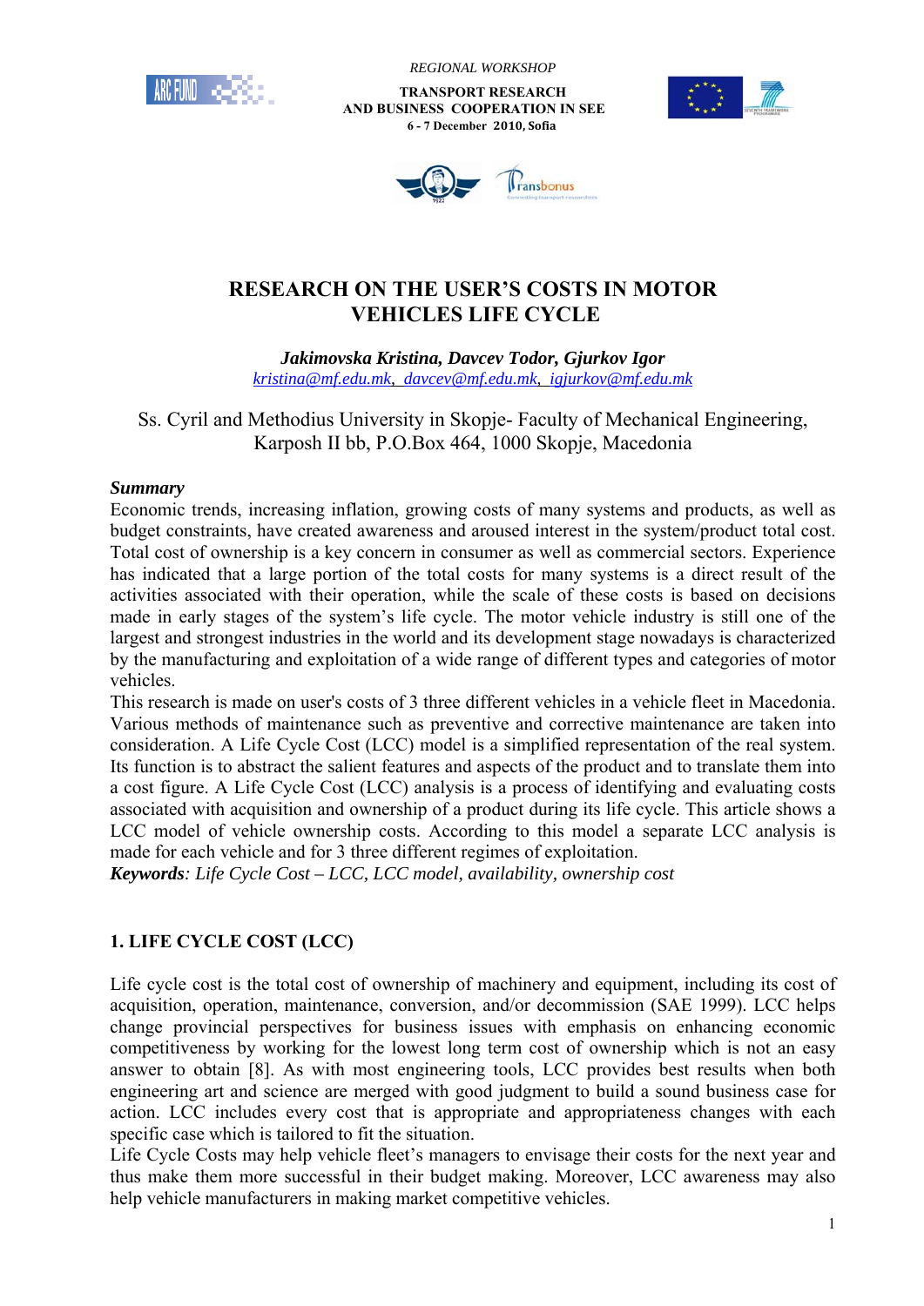*REGIONAL WORKSHOP*

**TRANSPORT RESEARCH AND BUSINESS COOPERATION IN SEE**

**6 - 7 December 2010, Sofia**

# RESEARCH ON THE USER'S COSTS IN MOTOR VEHICLES LIFE CYCLE

***Jakimovska Kristina, Davcev Todor, Gjurkov Igor***

*kristina@mf.edu.mk, davcev@mf.edu.mk, igjurkov@mf.edu.mk*

Ss. Cyril and Methodius University in Skopje- Faculty of Mechanical Engineering, Karposh II bb, P.O.Box 464, 1000 Skopje, Macedonia

***Summary***

Economic trends, increasing inflation, growing costs of many systems and products, as well as budget constraints, have created awareness and aroused interest in the system/product total cost. Total cost of ownership is a key concern in consumer as well as commercial sectors. Experience has indicated that a large portion of the total costs for many systems is a direct result of the activities associated with their operation, while the scale of these costs is based on decisions made in early stages of the system's life cycle. The motor vehicle industry is still one of the largest and strongest industries in the world and its development stage nowadays is characterized by the manufacturing and exploitation of a wide range of different types and categories of motor vehicles.

This research is made on user's costs of 3 three different vehicles in a vehicle fleet in Macedonia. Various methods of maintenance such as preventive and corrective maintenance are taken into consideration. A Life Cycle Cost (LCC) model is a simplified representation of the real system. Its function is to abstract the salient features and aspects of the product and to translate them into a cost figure. A Life Cycle Cost (LCC) analysis is a process of identifying and evaluating costs associated with acquisition and ownership of a product during its life cycle. This article shows a LCC model of vehicle ownership costs. According to this model a separate LCC analysis is made for each vehicle and for 3 three different regimes of exploitation.

***Keywords****: Life Cycle Cost – LCC, LCC model, availability, ownership cost*

## 1. LIFE CYCLE COST (LCC)

Life cycle cost is the total cost of ownership of machinery and equipment, including its cost of acquisition, operation, maintenance, conversion, and/or decommission (SAE 1999). LCC helps change provincial perspectives for business issues with emphasis on enhancing economic competitiveness by working for the lowest long term cost of ownership which is not an easy answer to obtain [8]. As with most engineering tools, LCC provides best results when both engineering art and science are merged with good judgment to build a sound business case for action. LCC includes every cost that is appropriate and appropriateness changes with each specific case which is tailored to fit the situation.

Life Cycle Costs may help vehicle fleet's managers to envisage their costs for the next year and thus make them more successful in their budget making. Moreover, LCC awareness may also help vehicle manufacturers in making market competitive vehicles.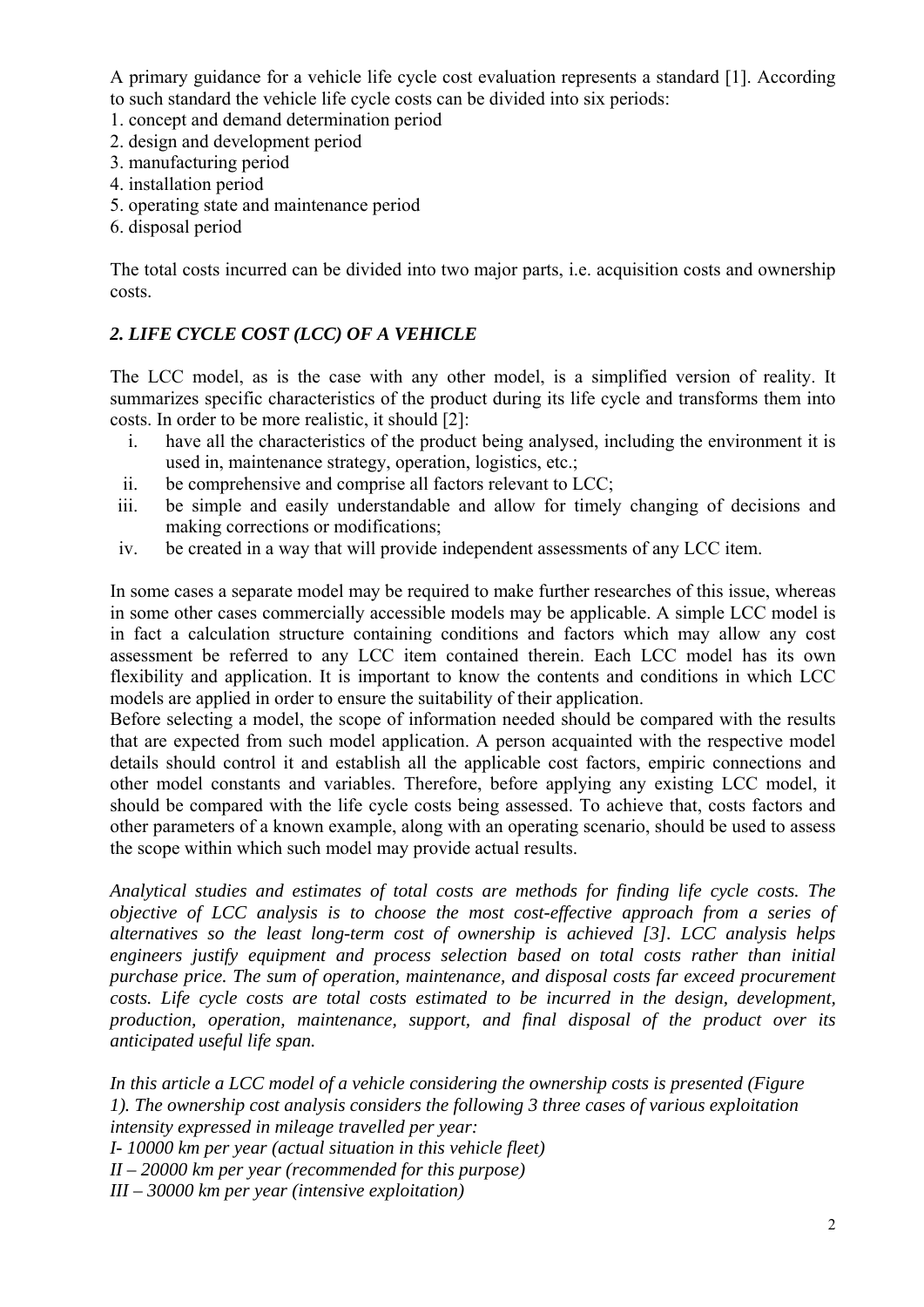A primary guidance for a vehicle life cycle cost evaluation represents a standard [1]. According to such standard the vehicle life cycle costs can be divided into six periods:
1. concept and demand determination period
2. design and development period
3. manufacturing period
4. installation period
5. operating state and maintenance period
6. disposal period

The total costs incurred can be divided into two major parts, i.e. acquisition costs and ownership costs.

## *2. LIFE CYCLE COST (LCC) OF A VEHICLE*

The LCC model, as is the case with any other model, is a simplified version of reality. It summarizes specific characteristics of the product during its life cycle and transforms them into costs. In order to be more realistic, it should [2]:

i. have all the characteristics of the product being analysed, including the environment it is used in, maintenance strategy, operation, logistics, etc.;
ii. be comprehensive and comprise all factors relevant to LCC;
iii. be simple and easily understandable and allow for timely changing of decisions and making corrections or modifications;
iv. be created in a way that will provide independent assessments of any LCC item.

In some cases a separate model may be required to make further researches of this issue, whereas in some other cases commercially accessible models may be applicable. A simple LCC model is in fact a calculation structure containing conditions and factors which may allow any cost assessment be referred to any LCC item contained therein. Each LCC model has its own flexibility and application. It is important to know the contents and conditions in which LCC models are applied in order to ensure the suitability of their application.
Before selecting a model, the scope of information needed should be compared with the results that are expected from such model application. A person acquainted with the respective model details should control it and establish all the applicable cost factors, empiric connections and other model constants and variables. Therefore, before applying any existing LCC model, it should be compared with the life cycle costs being assessed. To achieve that, costs factors and other parameters of a known example, along with an operating scenario, should be used to assess the scope within which such model may provide actual results.

*Analytical studies and estimates of total costs are methods for finding life cycle costs. The objective of LCC analysis is to choose the most cost-effective approach from a series of alternatives so the least long-term cost of ownership is achieved [3]. LCC analysis helps engineers justify equipment and process selection based on total costs rather than initial purchase price. The sum of operation, maintenance, and disposal costs far exceed procurement costs. Life cycle costs are total costs estimated to be incurred in the design, development, production, operation, maintenance, support, and final disposal of the product over its anticipated useful life span.*

*In this article a LCC model of a vehicle considering the ownership costs is presented (Figure 1). The ownership cost analysis considers the following 3 three cases of various exploitation intensity expressed in mileage travelled per year:*
*I- 10000 km per year (actual situation in this vehicle fleet)*
*II – 20000 km per year (recommended for this purpose)*
*III – 30000 km per year (intensive exploitation)*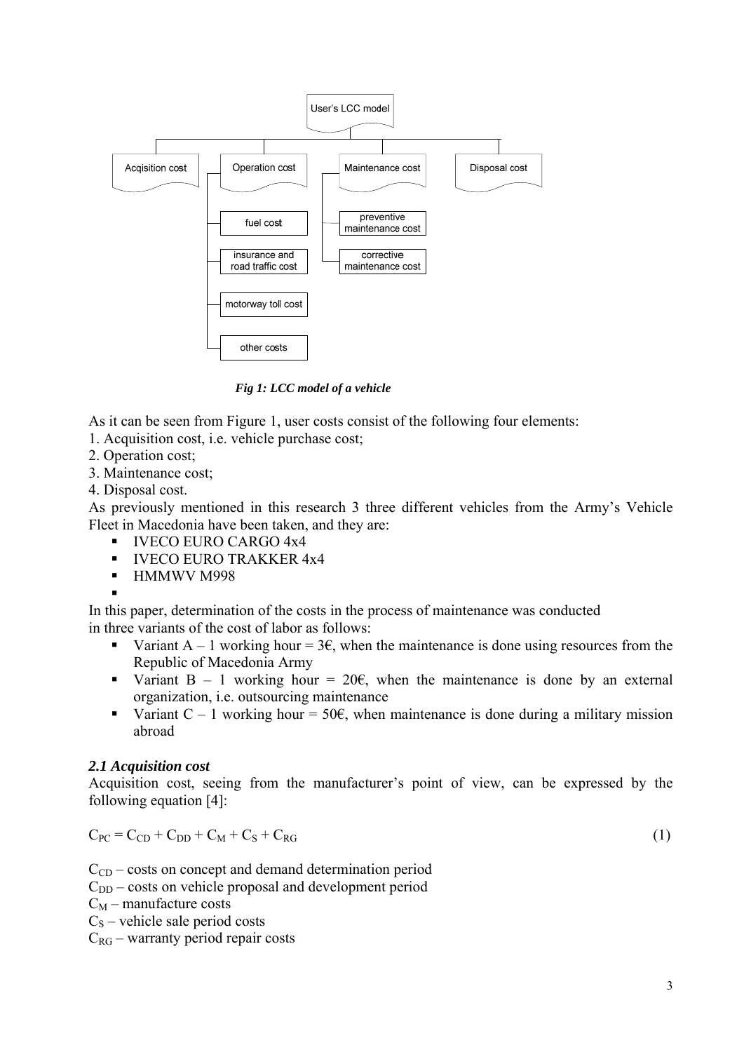User's LCC model

Acqisition cost | Operation cost | Maintenance cost | Disposal cost

Operation cost: fuel cost; insurance and road traffic cost; motorway toll cost; other costs

Maintenance cost: preventive maintenance cost; corrective maintenance cost

*Fig 1: LCC model of a vehicle*

As it can be seen from Figure 1, user costs consist of the following four elements:

1. Acquisition cost, i.e. vehicle purchase cost;
2. Operation cost;
3. Maintenance cost;
4. Disposal cost.

As previously mentioned in this research 3 three different vehicles from the Army's Vehicle Fleet in Macedonia have been taken, and they are:

- IVECO EURO CARGO 4x4
- IVECO EURO TRAKKER 4x4
- HMMWV M998

In this paper, determination of the costs in the process of maintenance was conducted in three variants of the cost of labor as follows:

- Variant A – 1 working hour = 3€, when the maintenance is done using resources from the Republic of Macedonia Army
- Variant B – 1 working hour = 20€, when the maintenance is done by an external organization, i.e. outsourcing maintenance
- Variant C – 1 working hour = 50€, when maintenance is done during a military mission abroad

### *2.1 Acquisition cost*

Acquisition cost, seeing from the manufacturer's point of view, can be expressed by the following equation [4]:

$$C_{PC} = C_{CD} + C_{DD} + C_M + C_S + C_{RG} \tag{1}$$

$C_{CD}$ – costs on concept and demand determination period
$C_{DD}$ – costs on vehicle proposal and development period
$C_M$ – manufacture costs
$C_S$ – vehicle sale period costs
$C_{RG}$ – warranty period repair costs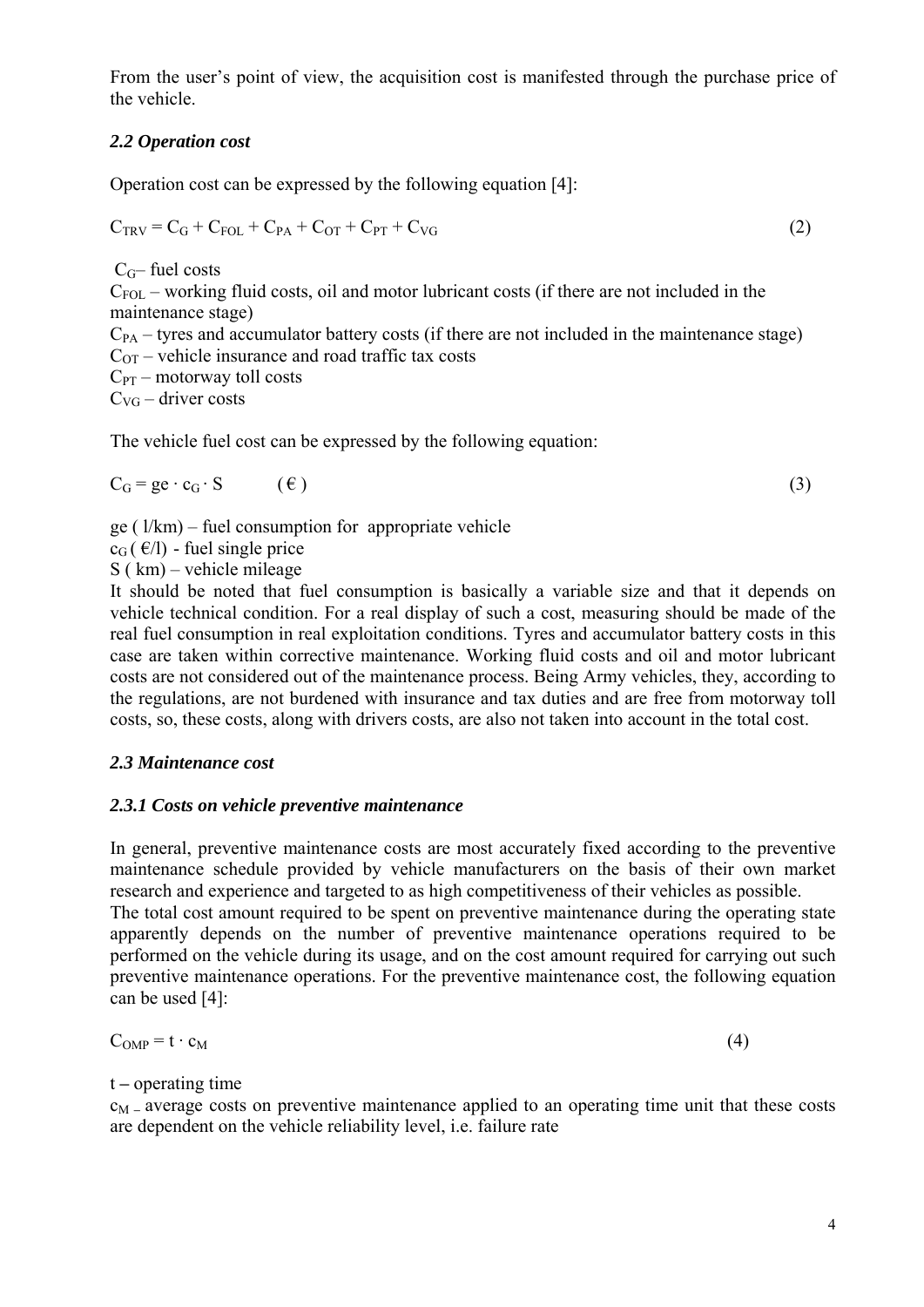From the user's point of view, the acquisition cost is manifested through the purchase price of the vehicle.

### *2.2 Operation cost*

Operation cost can be expressed by the following equation [4]:

$$C_{TRV} = C_G + C_{FOL} + C_{PA} + C_{OT} + C_{PT} + C_{VG} \tag{2}$$

$C_G$ – fuel costs  
$C_{FOL}$ – working fluid costs, oil and motor lubricant costs (if there are not included in the maintenance stage)  
$C_{PA}$ – tyres and accumulator battery costs (if there are not included in the maintenance stage)  
$C_{OT}$ – vehicle insurance and road traffic tax costs  
$C_{PT}$ – motorway toll costs  
$C_{VG}$ – driver costs

The vehicle fuel cost can be expressed by the following equation:

$$C_G = ge \cdot c_G \cdot S \quad (€) \tag{3}$$

ge ( l/km) – fuel consumption for appropriate vehicle  
$c_G$ ( €/l) - fuel single price  
S ( km) – vehicle mileage  
It should be noted that fuel consumption is basically a variable size and that it depends on vehicle technical condition. For a real display of such a cost, measuring should be made of the real fuel consumption in real exploitation conditions. Tyres and accumulator battery costs in this case are taken within corrective maintenance. Working fluid costs and oil and motor lubricant costs are not considered out of the maintenance process. Being Army vehicles, they, according to the regulations, are not burdened with insurance and tax duties and are free from motorway toll costs, so, these costs, along with drivers costs, are also not taken into account in the total cost.

### *2.3 Maintenance cost*

#### *2.3.1 Costs on vehicle preventive maintenance*

In general, preventive maintenance costs are most accurately fixed according to the preventive maintenance schedule provided by vehicle manufacturers on the basis of their own market research and experience and targeted to as high competitiveness of their vehicles as possible.  
The total cost amount required to be spent on preventive maintenance during the operating state apparently depends on the number of preventive maintenance operations required to be performed on the vehicle during its usage, and on the cost amount required for carrying out such preventive maintenance operations. For the preventive maintenance cost, the following equation can be used [4]:

$$C_{OMP} = t \cdot c_M \tag{4}$$

t – operating time  
$c_M$ – average costs on preventive maintenance applied to an operating time unit that these costs are dependent on the vehicle reliability level, i.e. failure rate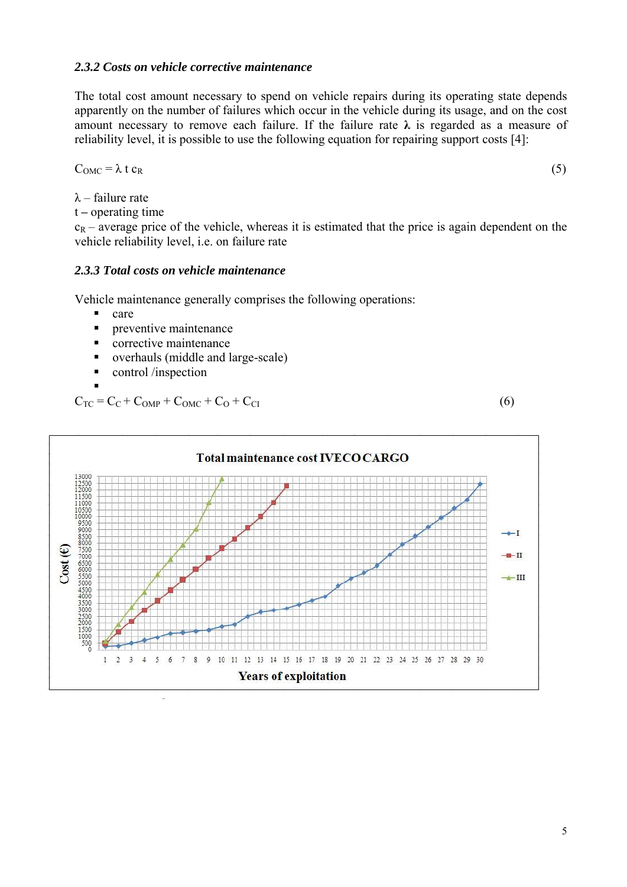### *2.3.2 Costs on vehicle corrective maintenance*

The total cost amount necessary to spend on vehicle repairs during its operating state depends apparently on the number of failures which occur in the vehicle during its usage, and on the cost amount necessary to remove each failure. If the failure rate **λ** is regarded as a measure of reliability level, it is possible to use the following equation for repairing support costs [4]:

$$C_{OMC} = \lambda \, t \, c_R \tag{5}$$

$\lambda$ – failure rate
t – operating time
$c_R$ – average price of the vehicle, whereas it is estimated that the price is again dependent on the vehicle reliability level, i.e. on failure rate

### *2.3.3 Total costs on vehicle maintenance*

Vehicle maintenance generally comprises the following operations:

- care
- preventive maintenance
- corrective maintenance
- overhauls (middle and large-scale)
- control /inspection
-

$$C_{TC} = C_C + C_{OMP} + C_{OMC} + C_O + C_{CI} \tag{6}$$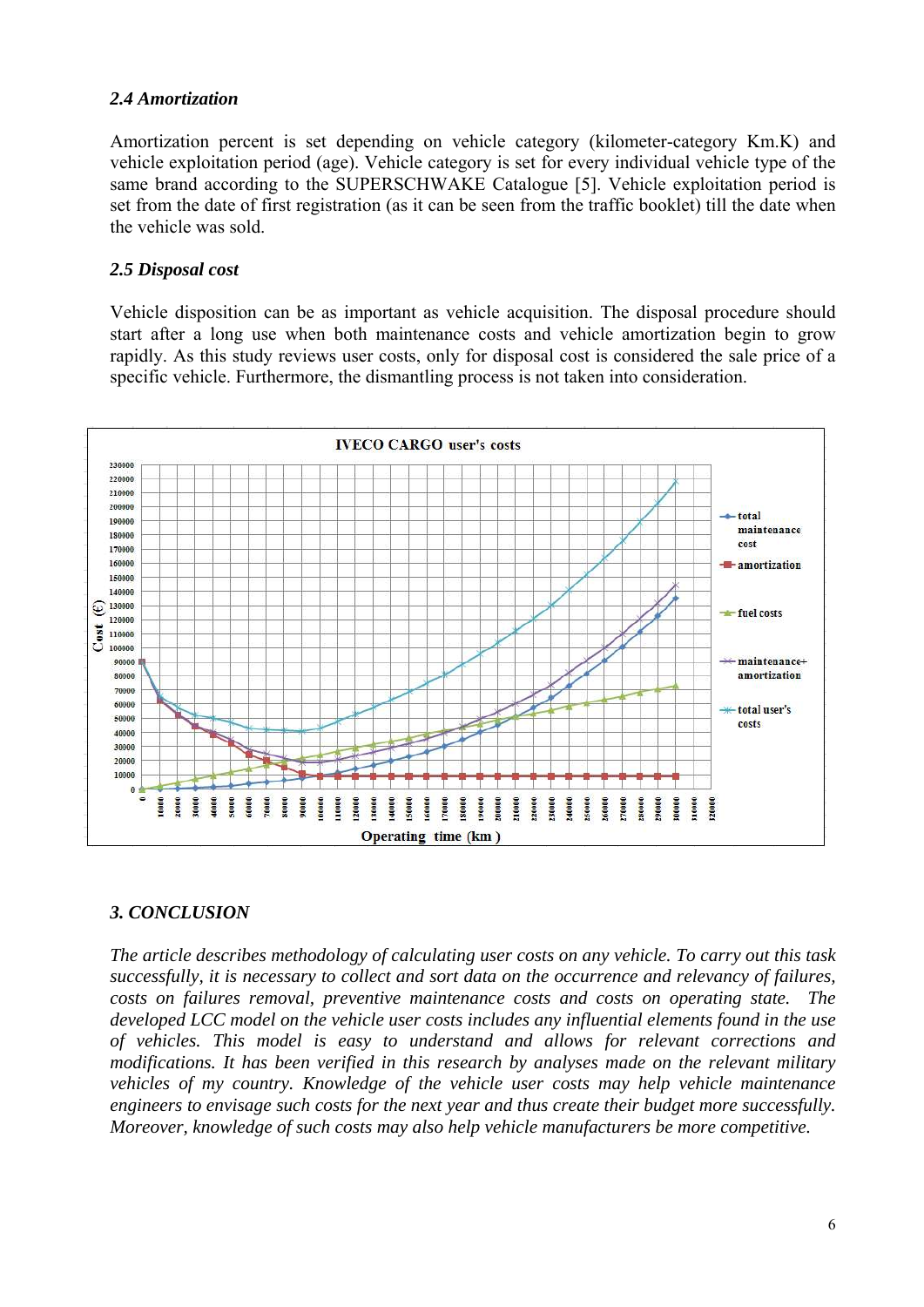### *2.4 Amortization*

Amortization percent is set depending on vehicle category (kilometer-category Km.K) and vehicle exploitation period (age). Vehicle category is set for every individual vehicle type of the same brand according to the SUPERSCHWAKE Catalogue [5]. Vehicle exploitation period is set from the date of first registration (as it can be seen from the traffic booklet) till the date when the vehicle was sold.

### *2.5 Disposal cost*

Vehicle disposition can be as important as vehicle acquisition. The disposal procedure should start after a long use when both maintenance costs and vehicle amortization begin to grow rapidly. As this study reviews user costs, only for disposal cost is considered the sale price of a specific vehicle. Furthermore, the dismantling process is not taken into consideration.

## *3. CONCLUSION*

*The article describes methodology of calculating user costs on any vehicle. To carry out this task successfully, it is necessary to collect and sort data on the occurrence and relevancy of failures, costs on failures removal, preventive maintenance costs and costs on operating state. The developed LCC model on the vehicle user costs includes any influential elements found in the use of vehicles. This model is easy to understand and allows for relevant corrections and modifications. It has been verified in this research by analyses made on the relevant military vehicles of my country. Knowledge of the vehicle user costs may help vehicle maintenance engineers to envisage such costs for the next year and thus create their budget more successfully. Moreover, knowledge of such costs may also help vehicle manufacturers be more competitive.*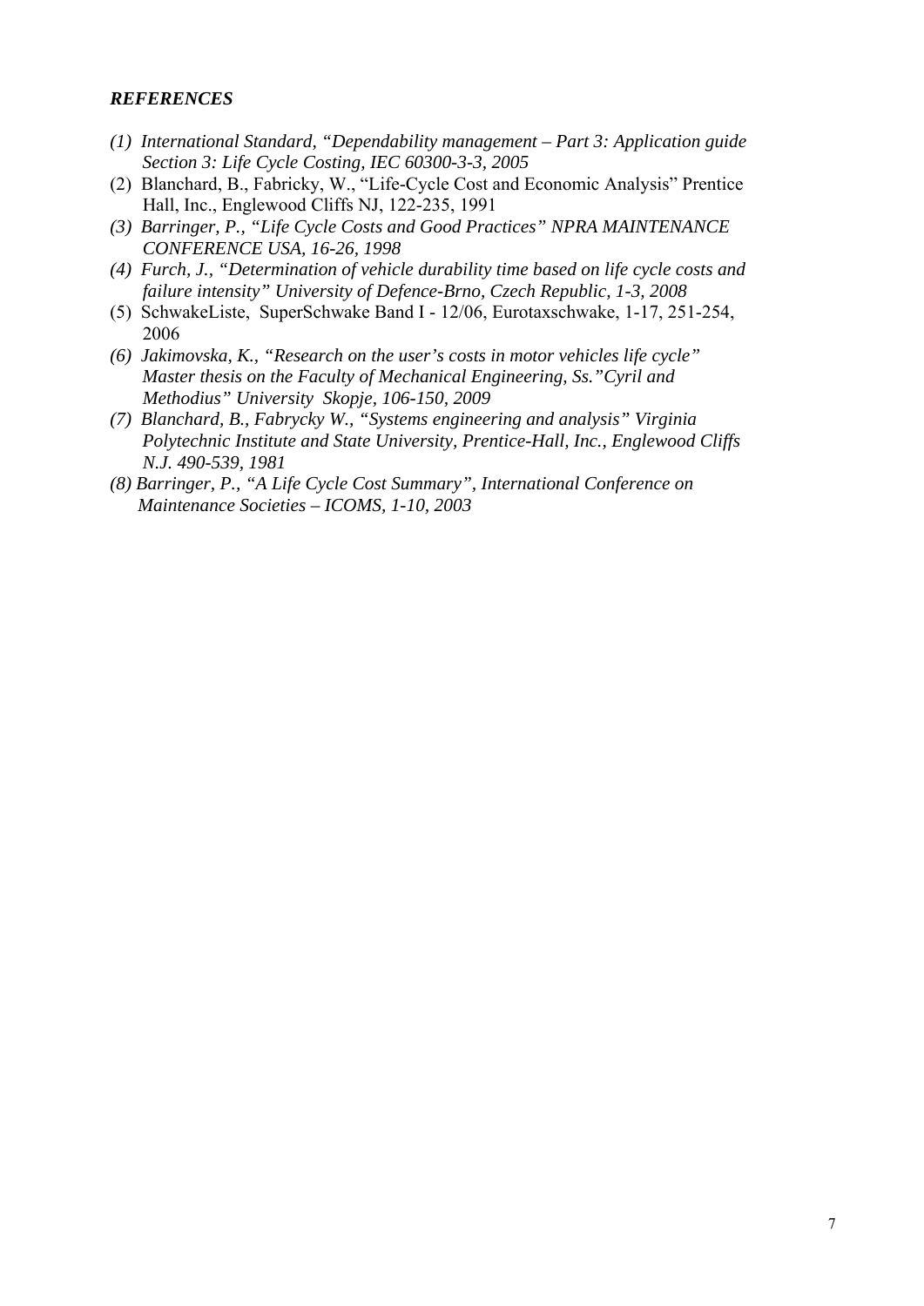### *REFERENCES*

*(1) International Standard, "Dependability management – Part 3: Application guide Section 3: Life Cycle Costing, IEC 60300-3-3, 2005*

(2) Blanchard, B., Fabricky, W., "Life-Cycle Cost and Economic Analysis" Prentice Hall, Inc., Englewood Cliffs NJ, 122-235, 1991

*(3) Barringer, P., "Life Cycle Costs and Good Practices" NPRA MAINTENANCE CONFERENCE USA, 16-26, 1998*

*(4) Furch, J., "Determination of vehicle durability time based on life cycle costs and failure intensity" University of Defence-Brno, Czech Republic, 1-3, 2008*

(5) SchwakeListe, SuperSchwake Band I - 12/06, Eurotaxschwake, 1-17, 251-254, 2006

*(6) Jakimovska, K., "Research on the user's costs in motor vehicles life cycle" Master thesis on the Faculty of Mechanical Engineering, Ss."Cyril and Methodius" University Skopje, 106-150, 2009*

*(7) Blanchard, B., Fabrycky W., "Systems engineering and analysis" Virginia Polytechnic Institute and State University, Prentice-Hall, Inc., Englewood Cliffs N.J. 490-539, 1981*

*(8) Barringer, P., "A Life Cycle Cost Summary", International Conference on Maintenance Societies – ICOMS, 1-10, 2003*